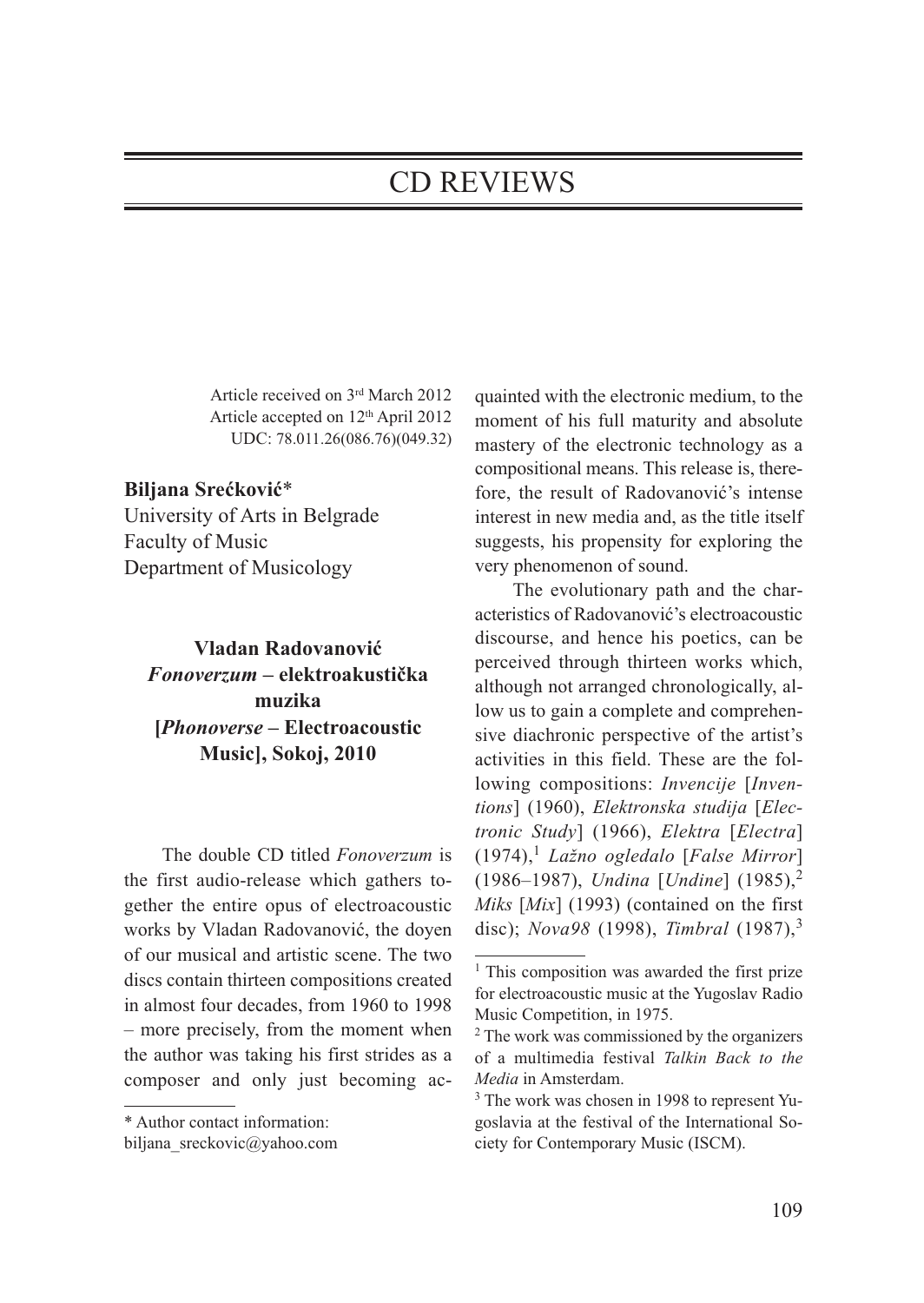# CD REVIEWS

Article received on 3rd March 2012
Article accepted on 12th April 2012
UDC: 78.011.26(086.76)(049.32)

**Biljana Srećković***
University of Arts in Belgrade
Faculty of Music
Department of Musicology

### Vladan Radovanović *Fonoverzum* – elektroakustička muzika [*Phonoverse* – Electroacoustic Music], Sokoj, 2010

The double CD titled *Fonoverzum* is the first audio-release which gathers together the entire opus of electroacoustic works by Vladan Radovanović, the doyen of our musical and artistic scene. The two discs contain thirteen compositions created in almost four decades, from 1960 to 1998 – more precisely, from the moment when the author was taking his first strides as a composer and only just becoming acquainted with the electronic medium, to the moment of his full maturity and absolute mastery of the electronic technology as a compositional means. This release is, therefore, the result of Radovanović's intense interest in new media and, as the title itself suggests, his propensity for exploring the very phenomenon of sound.

The evolutionary path and the characteristics of Radovanović's electroacoustic discourse, and hence his poetics, can be perceived through thirteen works which, although not arranged chronologically, allow us to gain a complete and comprehensive diachronic perspective of the artist's activities in this field. These are the following compositions: *Invencije* [*Inventions*] (1960), *Elektronska studija* [*Electronic Study*] (1966), *Elektra* [*Electra*] (1974),[1] *Lažno ogledalo* [*False Mirror*] (1986–1987), *Undina* [*Undine*] (1985),[2] *Miks* [*Mix*] (1993) (contained on the first disc); *Nova98* (1998), *Timbral* (1987),[3]

\* Author contact information: biljana_sreckovic@yahoo.com

[1] This composition was awarded the first prize for electroacoustic music at the Yugoslav Radio Music Competition, in 1975.

[2] The work was commissioned by the organizers of a multimedia festival *Talkin Back to the Media* in Amsterdam.

[3] The work was chosen in 1998 to represent Yugoslavia at the festival of the International Society for Contemporary Music (ISCM).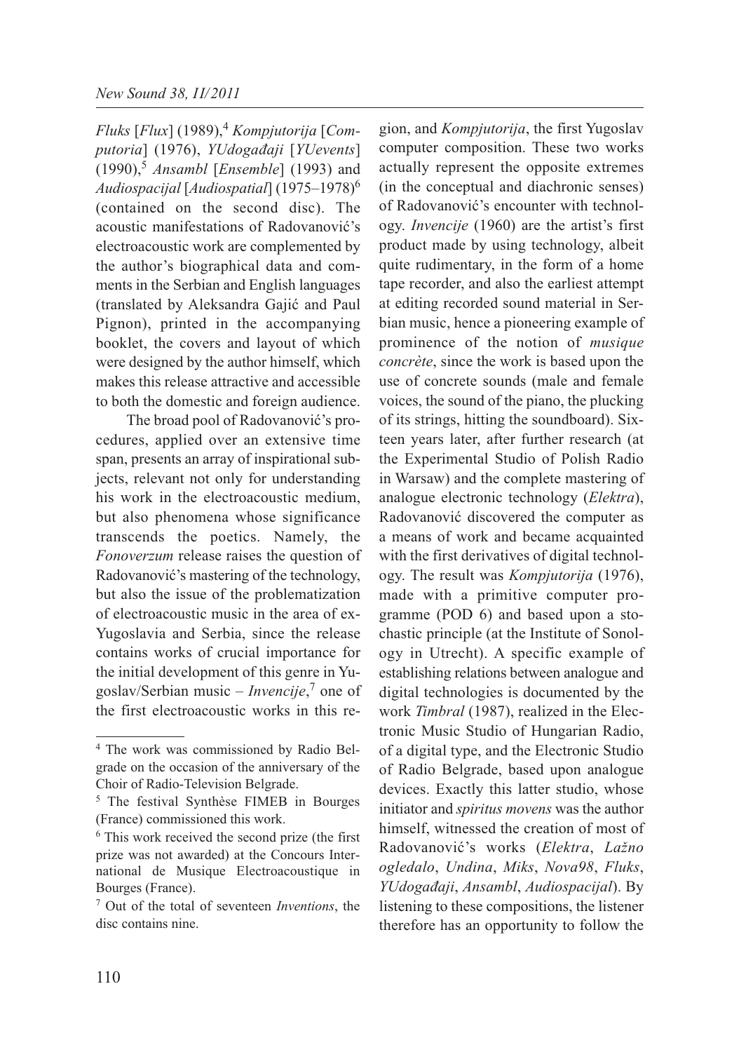*Fluks* [*Flux*] (1989),[4] *Kompjutorija* [*Computoria*] (1976), *YUdogađaji* [*YUevents*] (1990),[5] *Ansambl* [*Ensemble*] (1993) and *Audiospacijal* [*Audiospatial*] (1975–1978)[6] (contained on the second disc). The acoustic manifestations of Radovanović's electroacoustic work are complemented by the author's biographical data and comments in the Serbian and English languages (translated by Aleksandra Gajić and Paul Pignon), printed in the accompanying booklet, the covers and layout of which were designed by the author himself, which makes this release attractive and accessible to both the domestic and foreign audience.

The broad pool of Radovanović's procedures, applied over an extensive time span, presents an array of inspirational subjects, relevant not only for understanding his work in the electroacoustic medium, but also phenomena whose significance transcends the poetics. Namely, the *Fonoverzum* release raises the question of Radovanović's mastering of the technology, but also the issue of the problematization of electroacoustic music in the area of ex-Yugoslavia and Serbia, since the release contains works of crucial importance for the initial development of this genre in Yugoslav/Serbian music – *Invencije*,[7] one of the first electroacoustic works in this region, and *Kompjutorija*, the first Yugoslav computer composition. These two works actually represent the opposite extremes (in the conceptual and diachronic senses) of Radovanović's encounter with technology. *Invencije* (1960) are the artist's first product made by using technology, albeit quite rudimentary, in the form of a home tape recorder, and also the earliest attempt at editing recorded sound material in Serbian music, hence a pioneering example of prominence of the notion of *musique concrète*, since the work is based upon the use of concrete sounds (male and female voices, the sound of the piano, the plucking of its strings, hitting the soundboard). Sixteen years later, after further research (at the Experimental Studio of Polish Radio in Warsaw) and the complete mastering of analogue electronic technology (*Elektra*), Radovanović discovered the computer as a means of work and became acquainted with the first derivatives of digital technology. The result was *Kompjutorija* (1976), made with a primitive computer programme (POD 6) and based upon a stochastic principle (at the Institute of Sonology in Utrecht). A specific example of establishing relations between analogue and digital technologies is documented by the work *Timbral* (1987), realized in the Electronic Music Studio of Hungarian Radio, of a digital type, and the Electronic Studio of Radio Belgrade, based upon analogue devices. Exactly this latter studio, whose initiator and *spiritus movens* was the author himself, witnessed the creation of most of Radovanović's works (*Elektra*, *Lažno ogledalo*, *Undina*, *Miks*, *Nova98*, *Fluks*, *YUdogađaji*, *Ansambl*, *Audiospacijal*). By listening to these compositions, the listener therefore has an opportunity to follow the

---

[4] The work was commissioned by Radio Belgrade on the occasion of the anniversary of the Choir of Radio-Television Belgrade.

[5] The festival Synthèse FIMEB in Bourges (France) commissioned this work.

[6] This work received the second prize (the first prize was not awarded) at the Concours International de Musique Electroacoustique in Bourges (France).

[7] Out of the total of seventeen *Inventions*, the disc contains nine.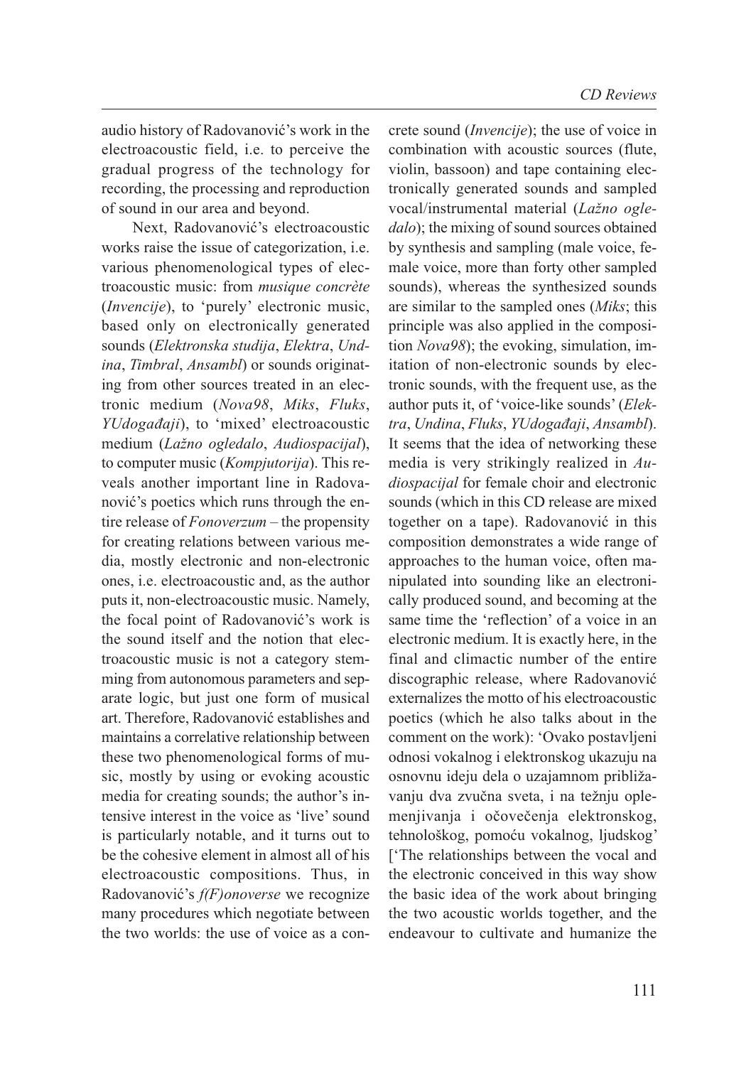audio history of Radovanović's work in the electroacoustic field, i.e. to perceive the gradual progress of the technology for recording, the processing and reproduction of sound in our area and beyond.

Next, Radovanović's electroacoustic works raise the issue of categorization, i.e. various phenomenological types of electroacoustic music: from *musique concrète* (*Invencije*), to 'purely' electronic music, based only on electronically generated sounds (*Elektronska studija*, *Elektra*, *Undina*, *Timbral*, *Ansambl*) or sounds originating from other sources treated in an electronic medium (*Nova98*, *Miks*, *Fluks*, *YUdogađaji*), to 'mixed' electroacoustic medium (*Lažno ogledalo*, *Audiospacijal*), to computer music (*Kompjutorija*). This reveals another important line in Radovanović's poetics which runs through the entire release of *Fonoverzum* – the propensity for creating relations between various media, mostly electronic and non-electronic ones, i.e. electroacoustic and, as the author puts it, non-electroacoustic music. Namely, the focal point of Radovanović's work is the sound itself and the notion that electroacoustic music is not a category stemming from autonomous parameters and separate logic, but just one form of musical art. Therefore, Radovanović establishes and maintains a correlative relationship between these two phenomenological forms of music, mostly by using or evoking acoustic media for creating sounds; the author's intensive interest in the voice as 'live' sound is particularly notable, and it turns out to be the cohesive element in almost all of his electroacoustic compositions. Thus, in Radovanović's *f(F)onoverse* we recognize many procedures which negotiate between the two worlds: the use of voice as a concrete sound (*Invencije*); the use of voice in combination with acoustic sources (flute, violin, bassoon) and tape containing electronically generated sounds and sampled vocal/instrumental material (*Lažno ogledalo*); the mixing of sound sources obtained by synthesis and sampling (male voice, female voice, more than forty other sampled sounds), whereas the synthesized sounds are similar to the sampled ones (*Miks*; this principle was also applied in the composition *Nova98*); the evoking, simulation, imitation of non-electronic sounds by electronic sounds, with the frequent use, as the author puts it, of 'voice-like sounds' (*Elektra*, *Undina*, *Fluks*, *YUdogađaji*, *Ansambl*). It seems that the idea of networking these media is very strikingly realized in *Audiospacijal* for female choir and electronic sounds (which in this CD release are mixed together on a tape). Radovanović in this composition demonstrates a wide range of approaches to the human voice, often manipulated into sounding like an electronically produced sound, and becoming at the same time the 'reflection' of a voice in an electronic medium. It is exactly here, in the final and climactic number of the entire discographic release, where Radovanović externalizes the motto of his electroacoustic poetics (which he also talks about in the comment on the work): 'Ovako postavljeni odnosi vokalnog i elektronskog ukazuju na osnovnu ideju dela o uzajamnom približavanju dva zvučna sveta, i na težnju oplemenjivanja i očovečenja elektronskog, tehnološkog, pomoću vokalnog, ljudskog' ['The relationships between the vocal and the electronic conceived in this way show the basic idea of the work about bringing the two acoustic worlds together, and the endeavour to cultivate and humanize the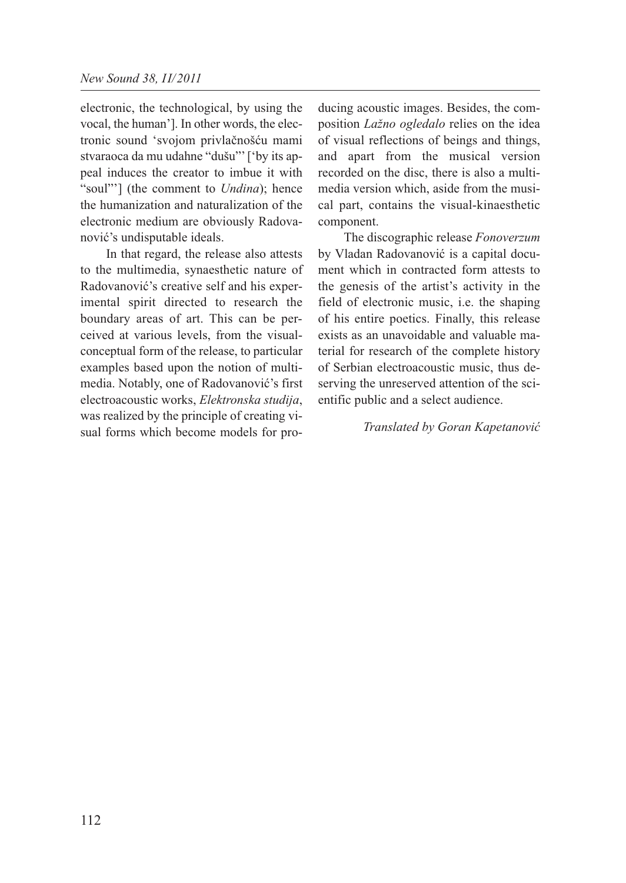electronic, the technological, by using the vocal, the human']. In other words, the electronic sound 'svojom privlačnošću mami stvaraoca da mu udahne "dušu"' ['by its appeal induces the creator to imbue it with "soul"'] (the comment to *Undina*); hence the humanization and naturalization of the electronic medium are obviously Radovanović's undisputable ideals.

In that regard, the release also attests to the multimedia, synaesthetic nature of Radovanović's creative self and his experimental spirit directed to research the boundary areas of art. This can be perceived at various levels, from the visual-conceptual form of the release, to particular examples based upon the notion of multimedia. Notably, one of Radovanović's first electroacoustic works, *Elektronska studija*, was realized by the principle of creating visual forms which become models for producing acoustic images. Besides, the composition *Lažno ogledalo* relies on the idea of visual reflections of beings and things, and apart from the musical version recorded on the disc, there is also a multimedia version which, aside from the musical part, contains the visual-kinaesthetic component.

The discographic release *Fonoverzum* by Vladan Radovanović is a capital document which in contracted form attests to the genesis of the artist's activity in the field of electronic music, i.e. the shaping of his entire poetics. Finally, this release exists as an unavoidable and valuable material for research of the complete history of Serbian electroacoustic music, thus deserving the unreserved attention of the scientific public and a select audience.

*Translated by Goran Kapetanović*